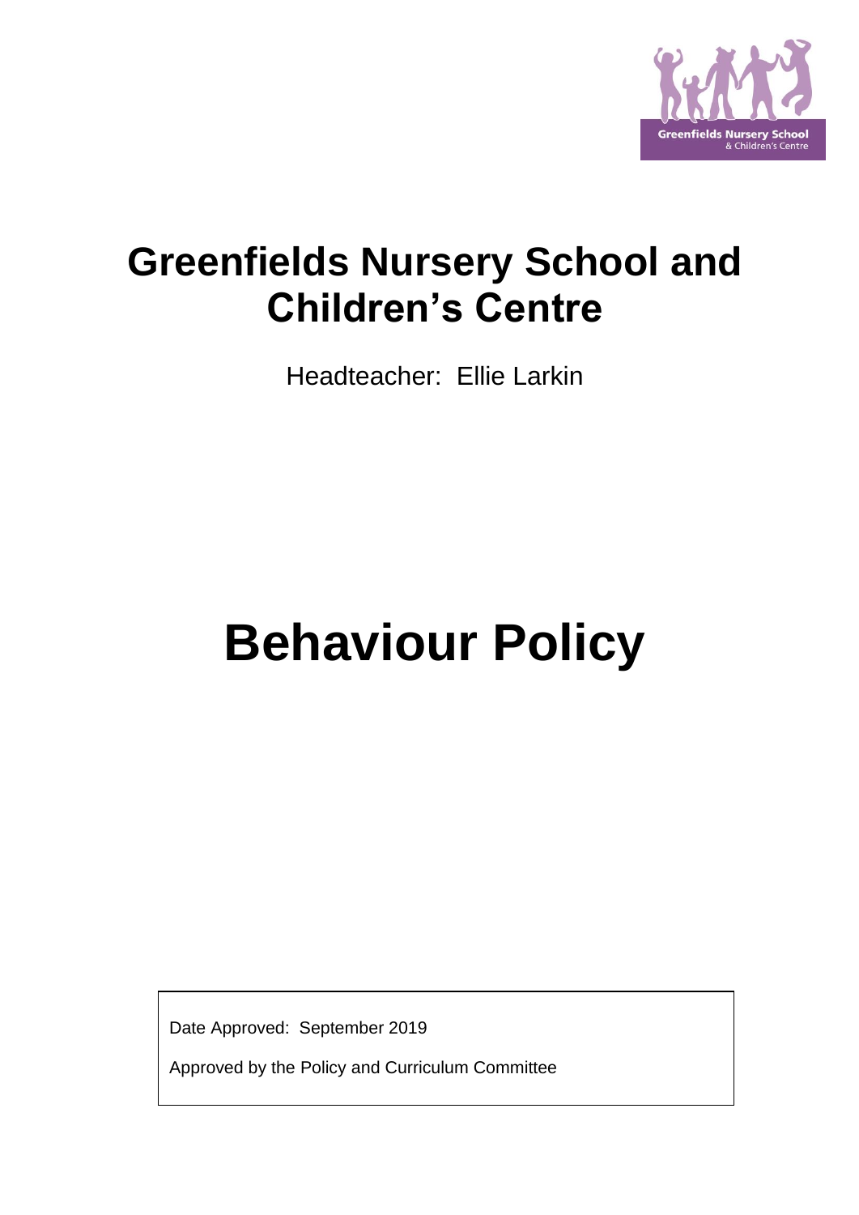# Greenfields Nursery School and Children's Centre

Headteacher: Ellie Larkin

# Behaviour Policy

Date Approved: September 2019

Approved by the Policy and Curriculum Committee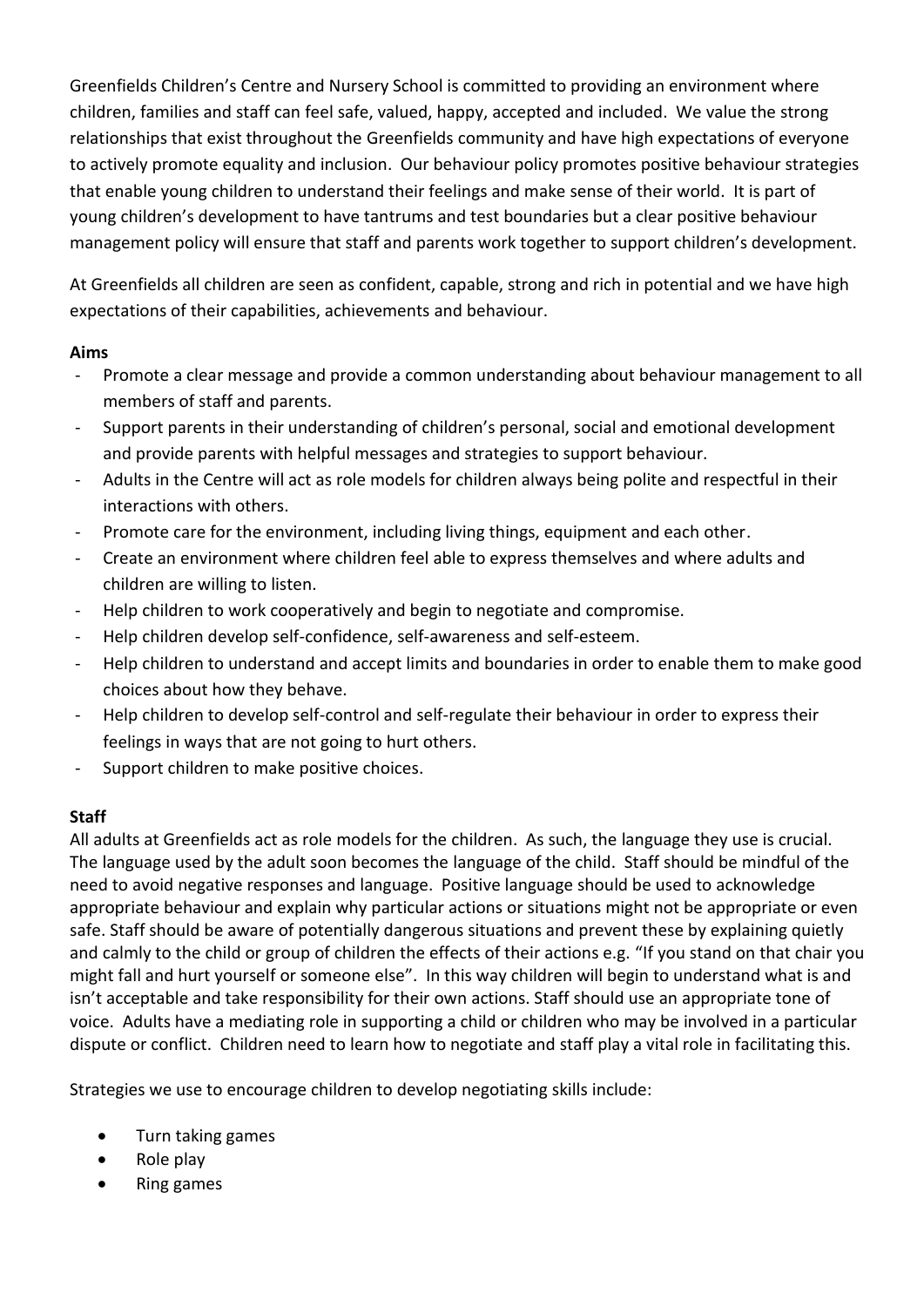Greenfields Children's Centre and Nursery School is committed to providing an environment where children, families and staff can feel safe, valued, happy, accepted and included. We value the strong relationships that exist throughout the Greenfields community and have high expectations of everyone to actively promote equality and inclusion. Our behaviour policy promotes positive behaviour strategies that enable young children to understand their feelings and make sense of their world. It is part of young children's development to have tantrums and test boundaries but a clear positive behaviour management policy will ensure that staff and parents work together to support children's development.

At Greenfields all children are seen as confident, capable, strong and rich in potential and we have high expectations of their capabilities, achievements and behaviour.

**Aims**

- Promote a clear message and provide a common understanding about behaviour management to all members of staff and parents.
- Support parents in their understanding of children's personal, social and emotional development and provide parents with helpful messages and strategies to support behaviour.
- Adults in the Centre will act as role models for children always being polite and respectful in their interactions with others.
- Promote care for the environment, including living things, equipment and each other.
- Create an environment where children feel able to express themselves and where adults and children are willing to listen.
- Help children to work cooperatively and begin to negotiate and compromise.
- Help children develop self-confidence, self-awareness and self-esteem.
- Help children to understand and accept limits and boundaries in order to enable them to make good choices about how they behave.
- Help children to develop self-control and self-regulate their behaviour in order to express their feelings in ways that are not going to hurt others.
- Support children to make positive choices.

**Staff**

All adults at Greenfields act as role models for the children. As such, the language they use is crucial. The language used by the adult soon becomes the language of the child. Staff should be mindful of the need to avoid negative responses and language. Positive language should be used to acknowledge appropriate behaviour and explain why particular actions or situations might not be appropriate or even safe. Staff should be aware of potentially dangerous situations and prevent these by explaining quietly and calmly to the child or group of children the effects of their actions e.g. "If you stand on that chair you might fall and hurt yourself or someone else". In this way children will begin to understand what is and isn't acceptable and take responsibility for their own actions. Staff should use an appropriate tone of voice. Adults have a mediating role in supporting a child or children who may be involved in a particular dispute or conflict. Children need to learn how to negotiate and staff play a vital role in facilitating this.

Strategies we use to encourage children to develop negotiating skills include:

- Turn taking games
- Role play
- Ring games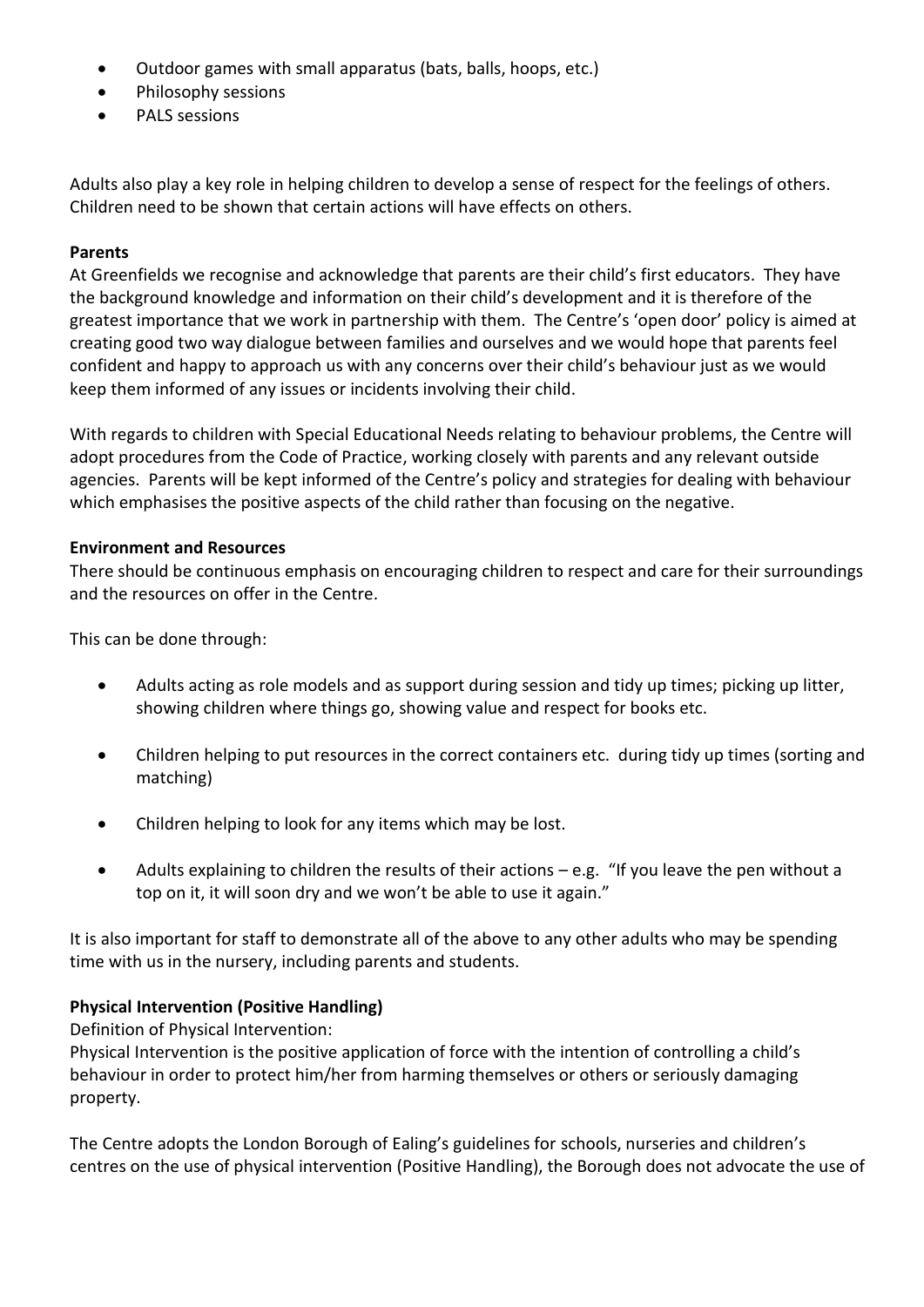- Outdoor games with small apparatus (bats, balls, hoops, etc.)
- Philosophy sessions
- PALS sessions

Adults also play a key role in helping children to develop a sense of respect for the feelings of others. Children need to be shown that certain actions will have effects on others.

**Parents**

At Greenfields we recognise and acknowledge that parents are their child's first educators. They have the background knowledge and information on their child's development and it is therefore of the greatest importance that we work in partnership with them. The Centre's 'open door' policy is aimed at creating good two way dialogue between families and ourselves and we would hope that parents feel confident and happy to approach us with any concerns over their child's behaviour just as we would keep them informed of any issues or incidents involving their child.

With regards to children with Special Educational Needs relating to behaviour problems, the Centre will adopt procedures from the Code of Practice, working closely with parents and any relevant outside agencies. Parents will be kept informed of the Centre's policy and strategies for dealing with behaviour which emphasises the positive aspects of the child rather than focusing on the negative.

**Environment and Resources**

There should be continuous emphasis on encouraging children to respect and care for their surroundings and the resources on offer in the Centre.

This can be done through:

- Adults acting as role models and as support during session and tidy up times; picking up litter, showing children where things go, showing value and respect for books etc.
- Children helping to put resources in the correct containers etc. during tidy up times (sorting and matching)
- Children helping to look for any items which may be lost.
- Adults explaining to children the results of their actions – e.g. "If you leave the pen without a top on it, it will soon dry and we won't be able to use it again."

It is also important for staff to demonstrate all of the above to any other adults who may be spending time with us in the nursery, including parents and students.

**Physical Intervention (Positive Handling)**

Definition of Physical Intervention:

Physical Intervention is the positive application of force with the intention of controlling a child's behaviour in order to protect him/her from harming themselves or others or seriously damaging property.

The Centre adopts the London Borough of Ealing's guidelines for schools, nurseries and children's centres on the use of physical intervention (Positive Handling), the Borough does not advocate the use of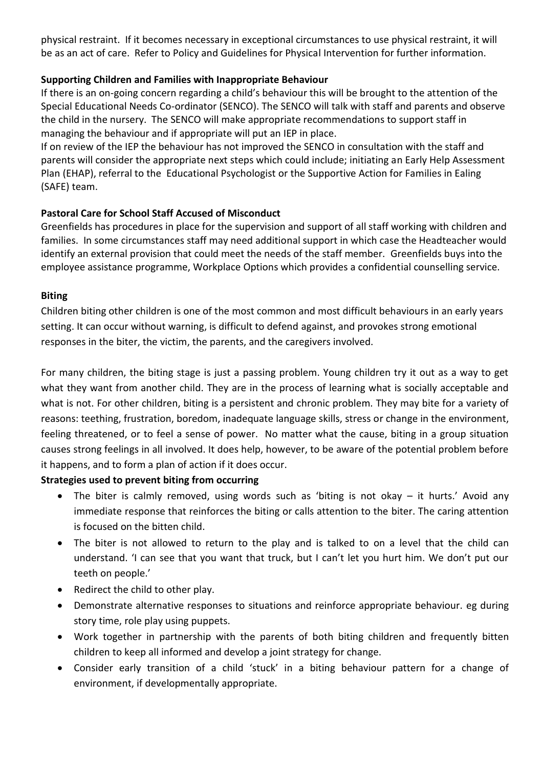physical restraint. If it becomes necessary in exceptional circumstances to use physical restraint, it will be as an act of care. Refer to Policy and Guidelines for Physical Intervention for further information.

**Supporting Children and Families with Inappropriate Behaviour**

If there is an on-going concern regarding a child's behaviour this will be brought to the attention of the Special Educational Needs Co-ordinator (SENCO). The SENCO will talk with staff and parents and observe the child in the nursery. The SENCO will make appropriate recommendations to support staff in managing the behaviour and if appropriate will put an IEP in place.

If on review of the IEP the behaviour has not improved the SENCO in consultation with the staff and parents will consider the appropriate next steps which could include; initiating an Early Help Assessment Plan (EHAP), referral to the Educational Psychologist or the Supportive Action for Families in Ealing (SAFE) team.

**Pastoral Care for School Staff Accused of Misconduct**

Greenfields has procedures in place for the supervision and support of all staff working with children and families. In some circumstances staff may need additional support in which case the Headteacher would identify an external provision that could meet the needs of the staff member. Greenfields buys into the employee assistance programme, Workplace Options which provides a confidential counselling service.

**Biting**

Children biting other children is one of the most common and most difficult behaviours in an early years setting. It can occur without warning, is difficult to defend against, and provokes strong emotional responses in the biter, the victim, the parents, and the caregivers involved.

For many children, the biting stage is just a passing problem. Young children try it out as a way to get what they want from another child. They are in the process of learning what is socially acceptable and what is not. For other children, biting is a persistent and chronic problem. They may bite for a variety of reasons: teething, frustration, boredom, inadequate language skills, stress or change in the environment, feeling threatened, or to feel a sense of power. No matter what the cause, biting in a group situation causes strong feelings in all involved. It does help, however, to be aware of the potential problem before it happens, and to form a plan of action if it does occur.

**Strategies used to prevent biting from occurring**

- The biter is calmly removed, using words such as 'biting is not okay – it hurts.' Avoid any immediate response that reinforces the biting or calls attention to the biter. The caring attention is focused on the bitten child.
- The biter is not allowed to return to the play and is talked to on a level that the child can understand. 'I can see that you want that truck, but I can't let you hurt him. We don't put our teeth on people.'
- Redirect the child to other play.
- Demonstrate alternative responses to situations and reinforce appropriate behaviour. eg during story time, role play using puppets.
- Work together in partnership with the parents of both biting children and frequently bitten children to keep all informed and develop a joint strategy for change.
- Consider early transition of a child 'stuck' in a biting behaviour pattern for a change of environment, if developmentally appropriate.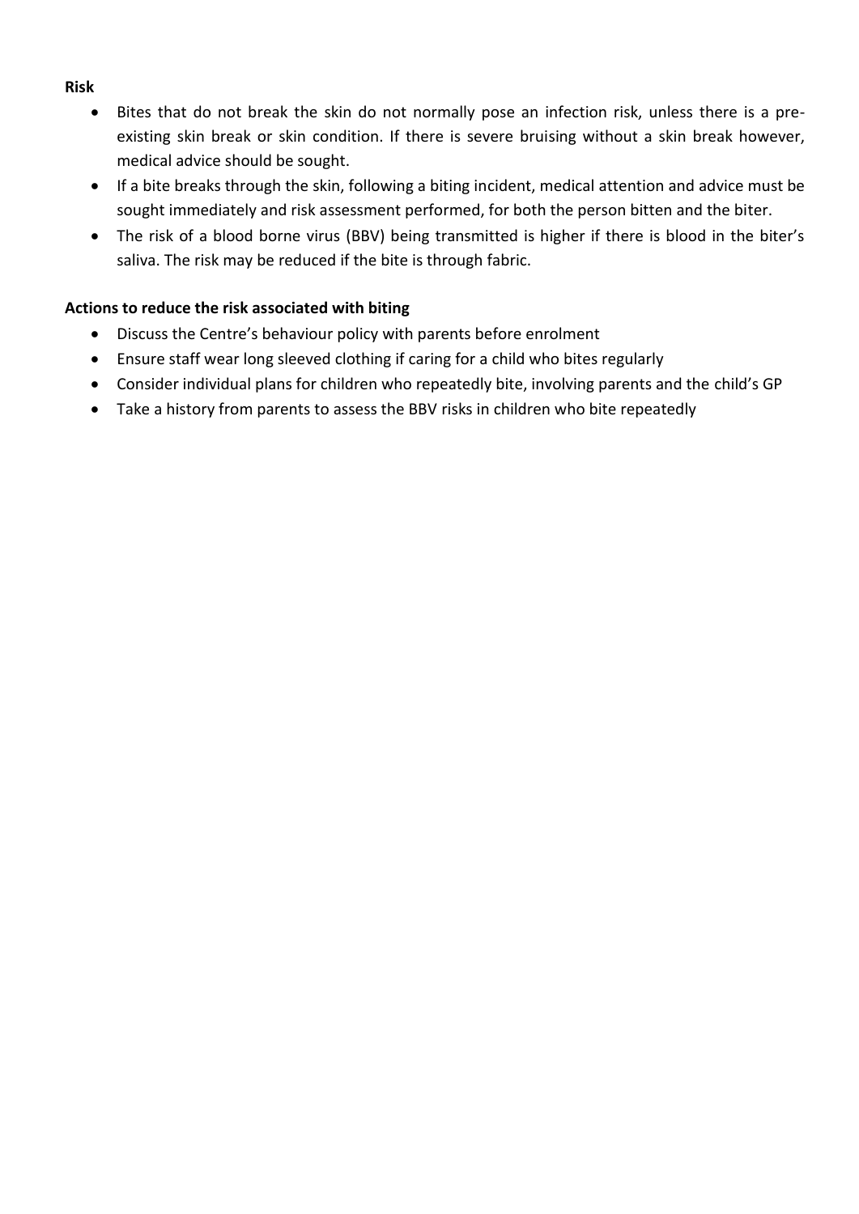**Risk**

- Bites that do not break the skin do not normally pose an infection risk, unless there is a pre-existing skin break or skin condition. If there is severe bruising without a skin break however, medical advice should be sought.
- If a bite breaks through the skin, following a biting incident, medical attention and advice must be sought immediately and risk assessment performed, for both the person bitten and the biter.
- The risk of a blood borne virus (BBV) being transmitted is higher if there is blood in the biter's saliva. The risk may be reduced if the bite is through fabric.

**Actions to reduce the risk associated with biting**

- Discuss the Centre's behaviour policy with parents before enrolment
- Ensure staff wear long sleeved clothing if caring for a child who bites regularly
- Consider individual plans for children who repeatedly bite, involving parents and the child's GP
- Take a history from parents to assess the BBV risks in children who bite repeatedly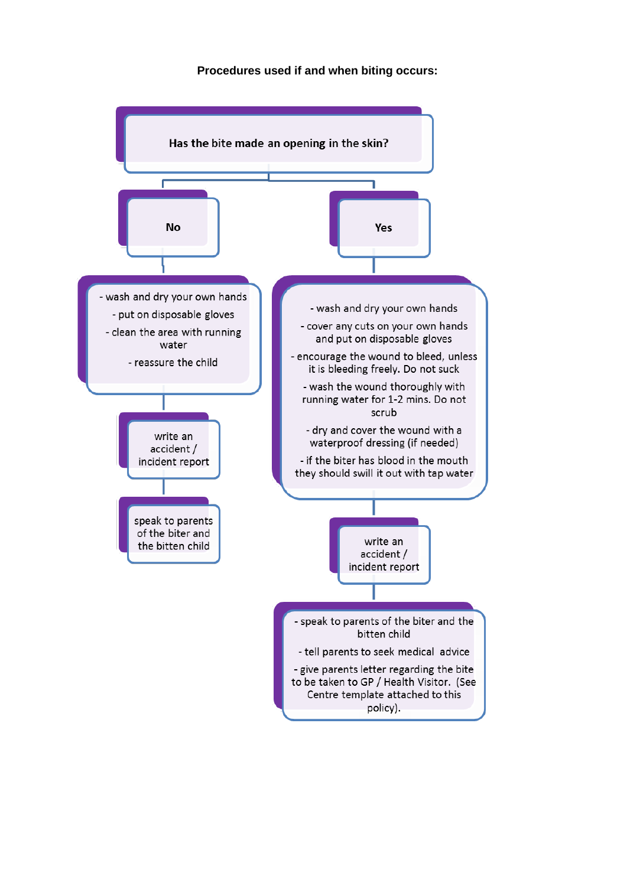**Procedures used if and when biting occurs:**

**Has the bite made an opening in the skin?**

**No**

- wash and dry your own hands
- put on disposable gloves
- clean the area with running water
- reassure the child

write an accident / incident report

speak to parents of the biter and the bitten child

**Yes**

- wash and dry your own hands
- cover any cuts on your own hands and put on disposable gloves
- encourage the wound to bleed, unless it is bleeding freely. Do not suck
- wash the wound thoroughly with running water for 1-2 mins. Do not scrub
- dry and cover the wound with a waterproof dressing (if needed)
- if the biter has blood in the mouth they should swill it out with tap water

write an accident / incident report

- speak to parents of the biter and the bitten child
- tell parents to seek medical advice
- give parents letter regarding the bite to be taken to GP / Health Visitor. (See Centre template attached to this policy).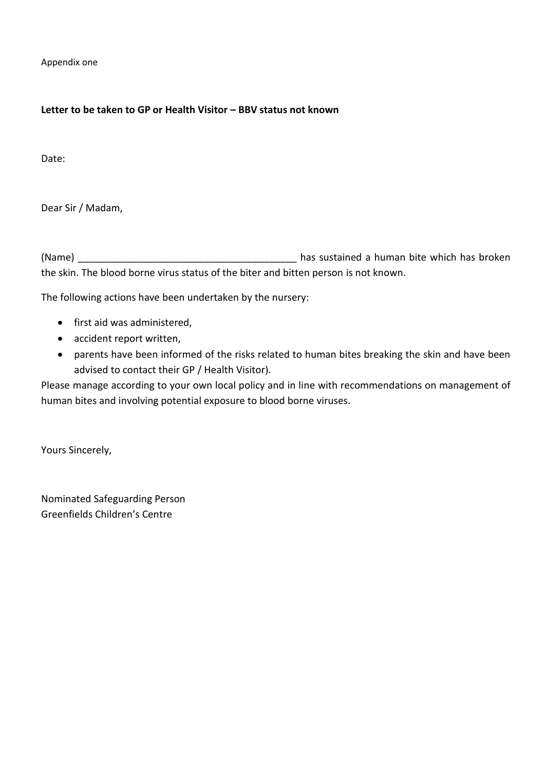Appendix one

**Letter to be taken to GP or Health Visitor – BBV status not known**

Date:

Dear Sir / Madam,

(Name) ________________________________________ has sustained a human bite which has broken the skin. The blood borne virus status of the biter and bitten person is not known.

The following actions have been undertaken by the nursery:

- first aid was administered,
- accident report written,
- parents have been informed of the risks related to human bites breaking the skin and have been advised to contact their GP / Health Visitor).

Please manage according to your own local policy and in line with recommendations on management of human bites and involving potential exposure to blood borne viruses.

Yours Sincerely,

Nominated Safeguarding Person
Greenfields Children's Centre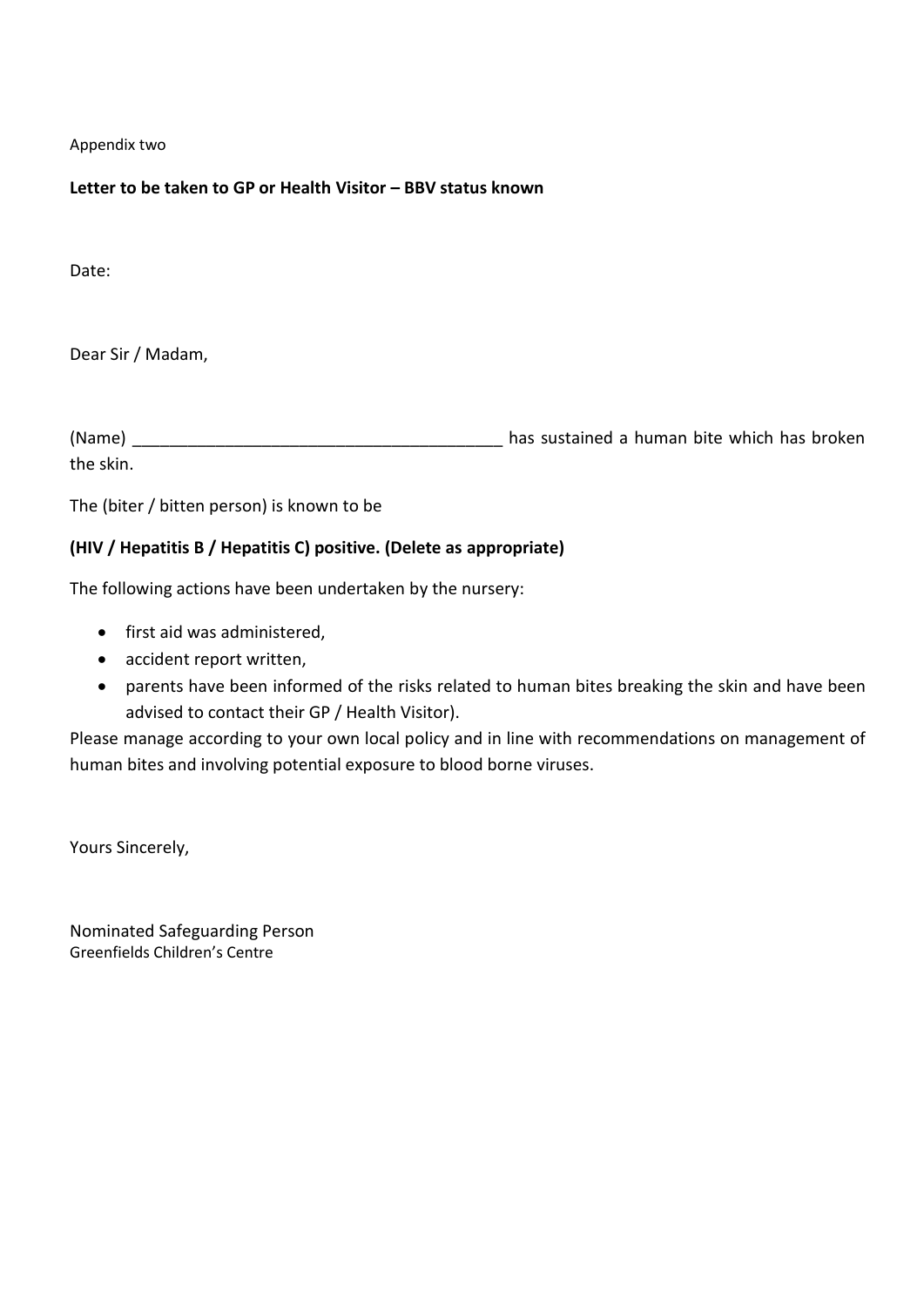Appendix two

**Letter to be taken to GP or Health Visitor – BBV status known**

Date:

Dear Sir / Madam,

(Name) ________________________________________ has sustained a human bite which has broken the skin.

The (biter / bitten person) is known to be

**(HIV / Hepatitis B / Hepatitis C) positive. (Delete as appropriate)**

The following actions have been undertaken by the nursery:

- first aid was administered,
- accident report written,
- parents have been informed of the risks related to human bites breaking the skin and have been advised to contact their GP / Health Visitor).

Please manage according to your own local policy and in line with recommendations on management of human bites and involving potential exposure to blood borne viruses.

Yours Sincerely,

Nominated Safeguarding Person
Greenfields Children's Centre